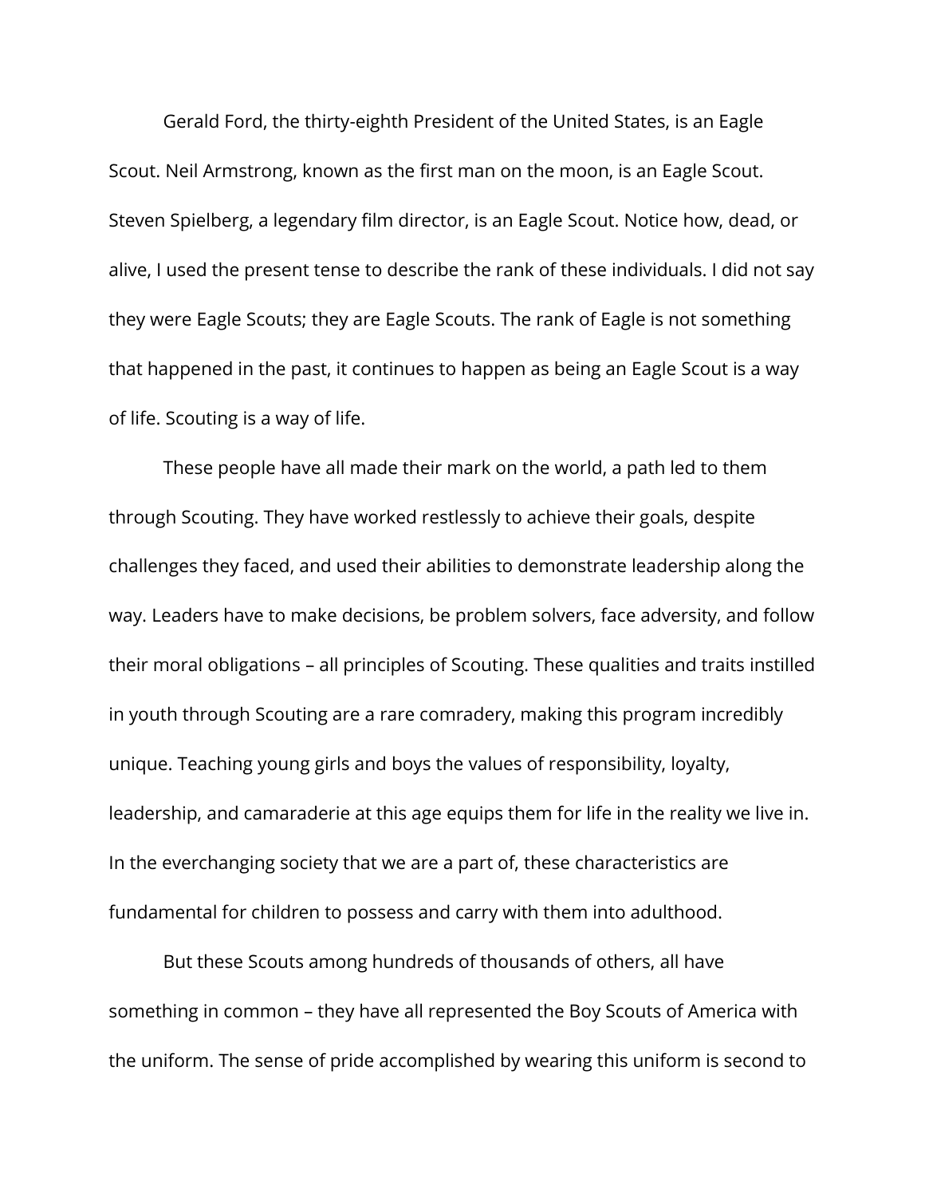Gerald Ford, the thirty-eighth President of the United States, is an Eagle Scout. Neil Armstrong, known as the first man on the moon, is an Eagle Scout. Steven Spielberg, a legendary film director, is an Eagle Scout. Notice how, dead, or alive, I used the present tense to describe the rank of these individuals. I did not say they were Eagle Scouts; they are Eagle Scouts. The rank of Eagle is not something that happened in the past, it continues to happen as being an Eagle Scout is a way of life. Scouting is a way of life.

These people have all made their mark on the world, a path led to them through Scouting. They have worked restlessly to achieve their goals, despite challenges they faced, and used their abilities to demonstrate leadership along the way. Leaders have to make decisions, be problem solvers, face adversity, and follow their moral obligations – all principles of Scouting. These qualities and traits instilled in youth through Scouting are a rare comradery, making this program incredibly unique. Teaching young girls and boys the values of responsibility, loyalty, leadership, and camaraderie at this age equips them for life in the reality we live in. In the everchanging society that we are a part of, these characteristics are fundamental for children to possess and carry with them into adulthood.

But these Scouts among hundreds of thousands of others, all have something in common – they have all represented the Boy Scouts of America with the uniform. The sense of pride accomplished by wearing this uniform is second to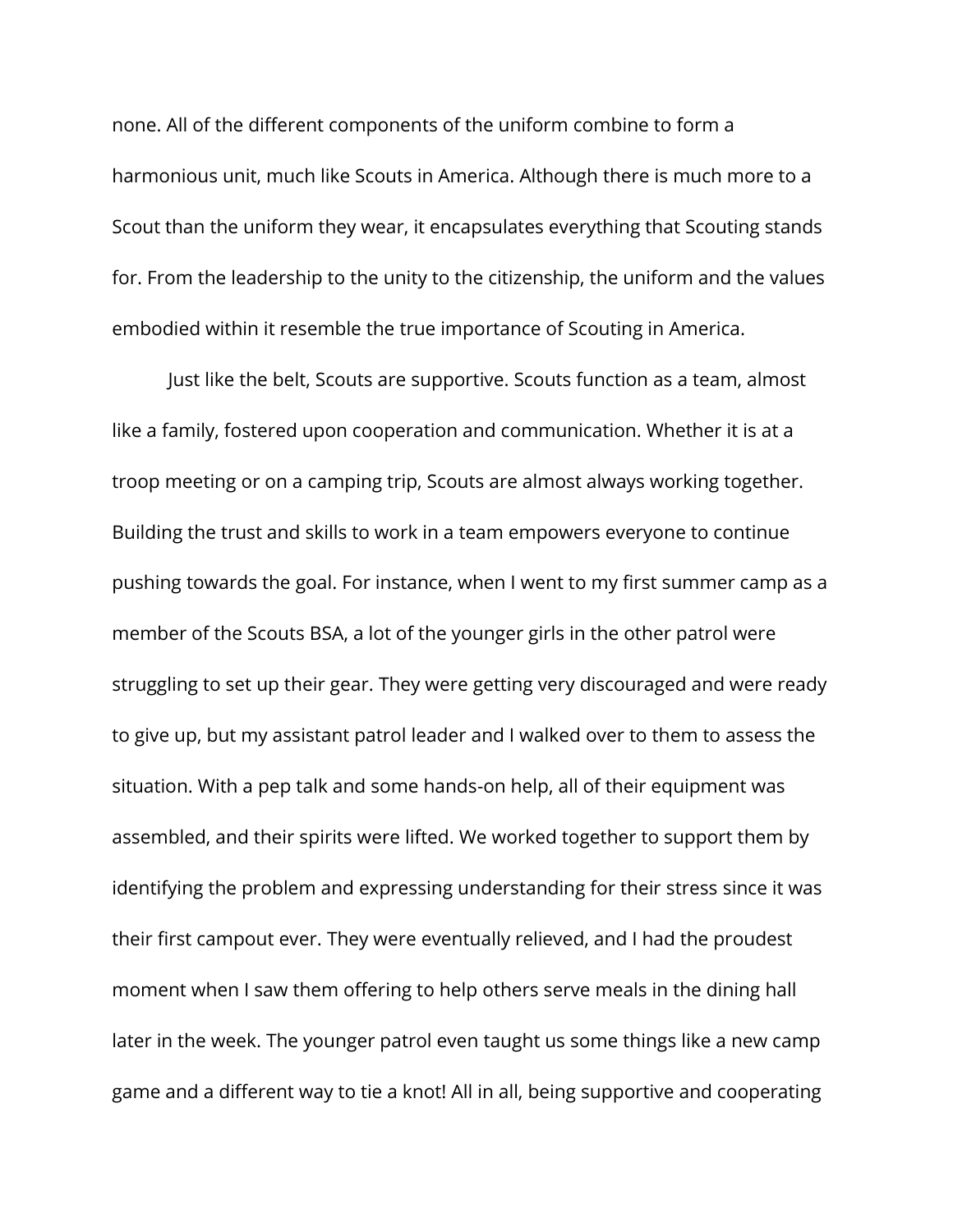none. All of the different components of the uniform combine to form a harmonious unit, much like Scouts in America. Although there is much more to a Scout than the uniform they wear, it encapsulates everything that Scouting stands for. From the leadership to the unity to the citizenship, the uniform and the values embodied within it resemble the true importance of Scouting in America.

Just like the belt, Scouts are supportive. Scouts function as a team, almost like a family, fostered upon cooperation and communication. Whether it is at a troop meeting or on a camping trip, Scouts are almost always working together. Building the trust and skills to work in a team empowers everyone to continue pushing towards the goal. For instance, when I went to my first summer camp as a member of the Scouts BSA, a lot of the younger girls in the other patrol were struggling to set up their gear. They were getting very discouraged and were ready to give up, but my assistant patrol leader and I walked over to them to assess the situation. With a pep talk and some hands-on help, all of their equipment was assembled, and their spirits were lifted. We worked together to support them by identifying the problem and expressing understanding for their stress since it was their first campout ever. They were eventually relieved, and I had the proudest moment when I saw them offering to help others serve meals in the dining hall later in the week. The younger patrol even taught us some things like a new camp game and a different way to tie a knot! All in all, being supportive and cooperating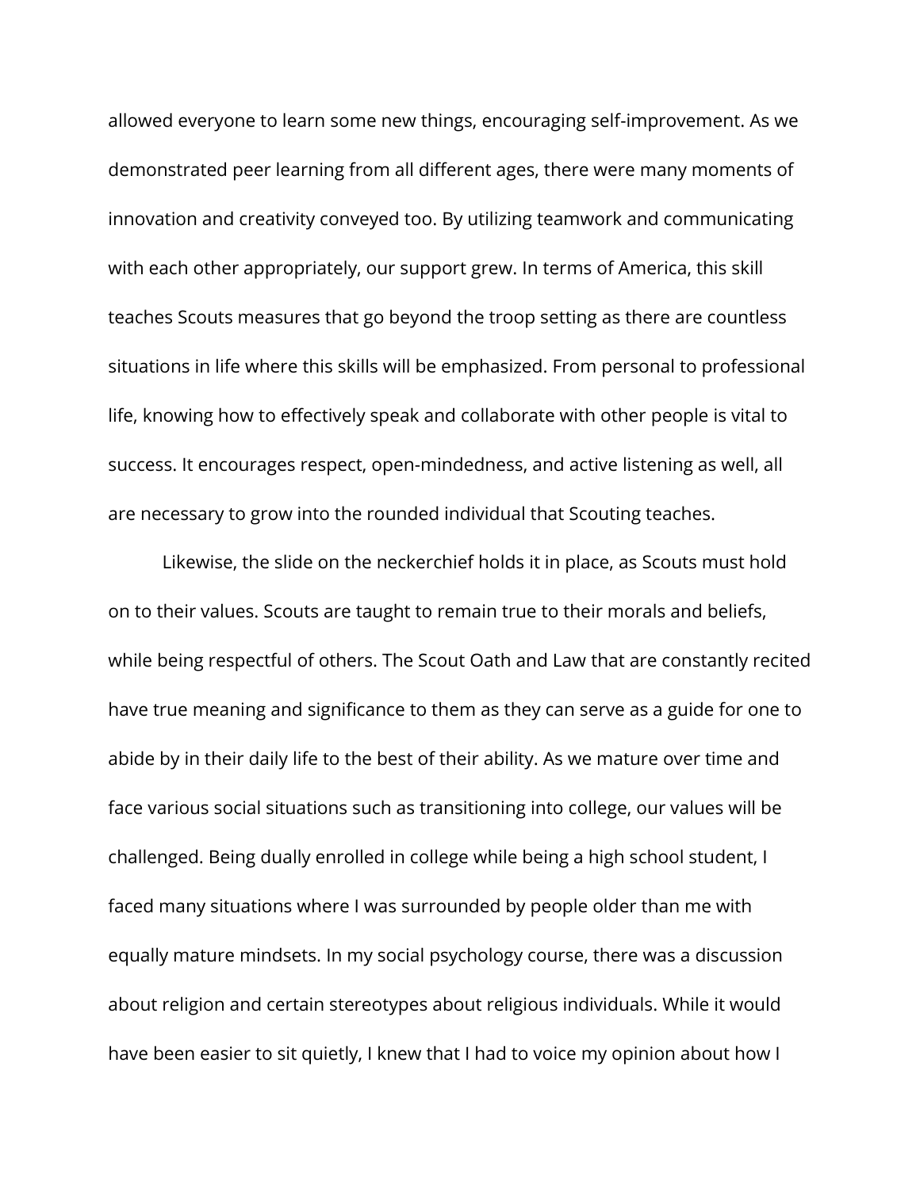allowed everyone to learn some new things, encouraging self-improvement. As we demonstrated peer learning from all different ages, there were many moments of innovation and creativity conveyed too. By utilizing teamwork and communicating with each other appropriately, our support grew. In terms of America, this skill teaches Scouts measures that go beyond the troop setting as there are countless situations in life where this skills will be emphasized. From personal to professional life, knowing how to effectively speak and collaborate with other people is vital to success. It encourages respect, open-mindedness, and active listening as well, all are necessary to grow into the rounded individual that Scouting teaches.

Likewise, the slide on the neckerchief holds it in place, as Scouts must hold on to their values. Scouts are taught to remain true to their morals and beliefs, while being respectful of others. The Scout Oath and Law that are constantly recited have true meaning and significance to them as they can serve as a guide for one to abide by in their daily life to the best of their ability. As we mature over time and face various social situations such as transitioning into college, our values will be challenged. Being dually enrolled in college while being a high school student, I faced many situations where I was surrounded by people older than me with equally mature mindsets. In my social psychology course, there was a discussion about religion and certain stereotypes about religious individuals. While it would have been easier to sit quietly, I knew that I had to voice my opinion about how I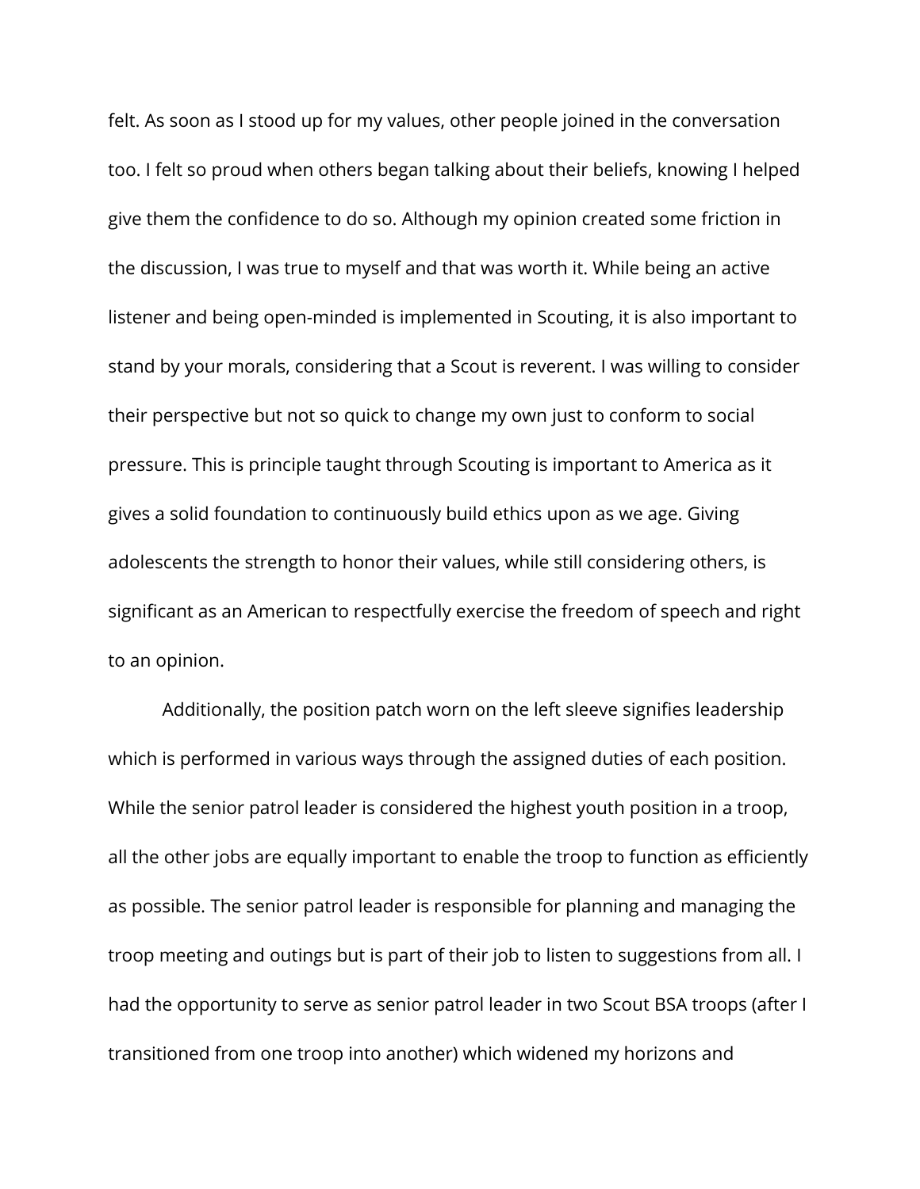felt. As soon as I stood up for my values, other people joined in the conversation too. I felt so proud when others began talking about their beliefs, knowing I helped give them the confidence to do so. Although my opinion created some friction in the discussion, I was true to myself and that was worth it. While being an active listener and being open-minded is implemented in Scouting, it is also important to stand by your morals, considering that a Scout is reverent. I was willing to consider their perspective but not so quick to change my own just to conform to social pressure. This is principle taught through Scouting is important to America as it gives a solid foundation to continuously build ethics upon as we age. Giving adolescents the strength to honor their values, while still considering others, is significant as an American to respectfully exercise the freedom of speech and right to an opinion.

Additionally, the position patch worn on the left sleeve signifies leadership which is performed in various ways through the assigned duties of each position. While the senior patrol leader is considered the highest youth position in a troop, all the other jobs are equally important to enable the troop to function as efficiently as possible. The senior patrol leader is responsible for planning and managing the troop meeting and outings but is part of their job to listen to suggestions from all. I had the opportunity to serve as senior patrol leader in two Scout BSA troops (after I transitioned from one troop into another) which widened my horizons and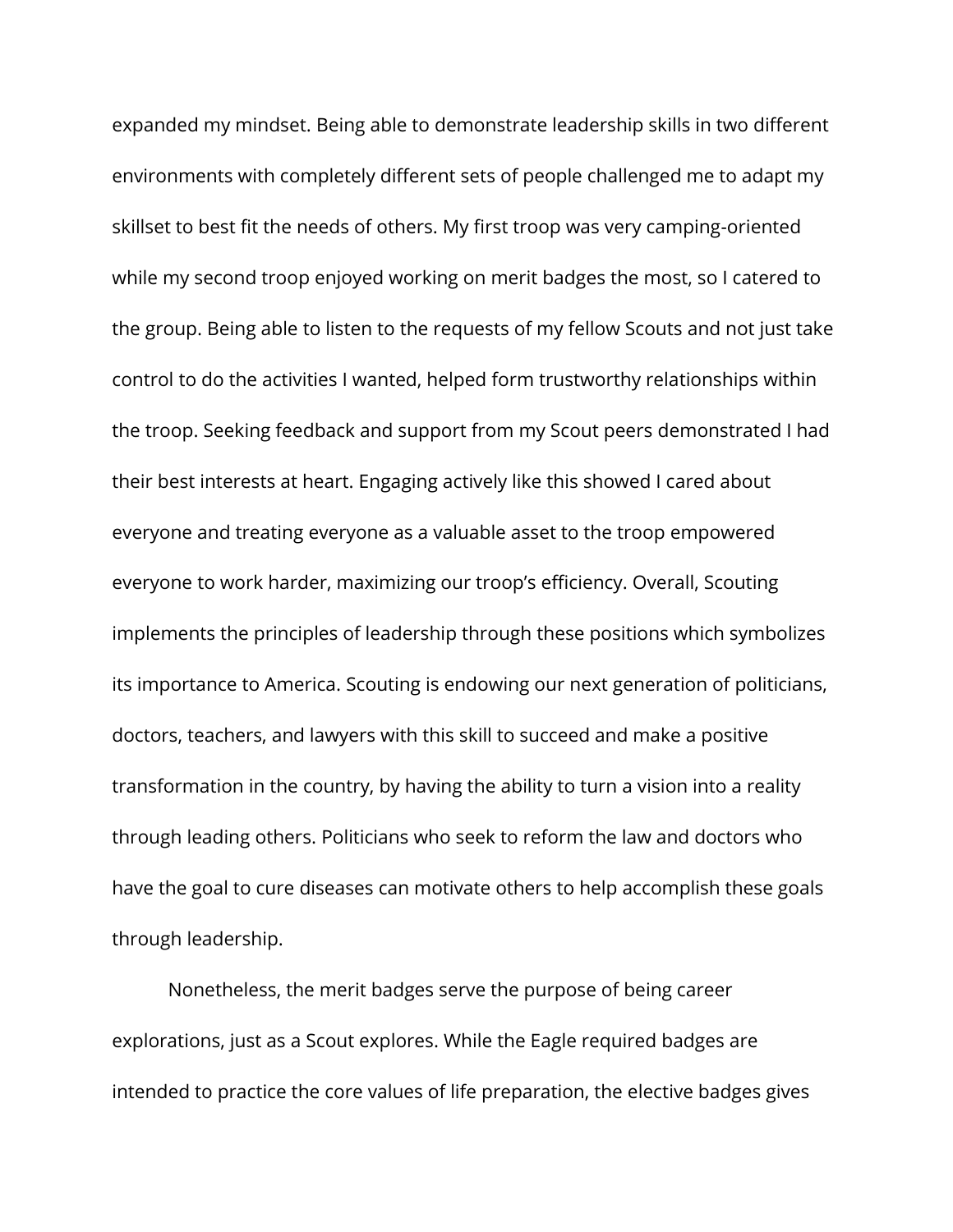expanded my mindset. Being able to demonstrate leadership skills in two different environments with completely different sets of people challenged me to adapt my skillset to best fit the needs of others. My first troop was very camping-oriented while my second troop enjoyed working on merit badges the most, so I catered to the group. Being able to listen to the requests of my fellow Scouts and not just take control to do the activities I wanted, helped form trustworthy relationships within the troop. Seeking feedback and support from my Scout peers demonstrated I had their best interests at heart. Engaging actively like this showed I cared about everyone and treating everyone as a valuable asset to the troop empowered everyone to work harder, maximizing our troop's efficiency. Overall, Scouting implements the principles of leadership through these positions which symbolizes its importance to America. Scouting is endowing our next generation of politicians, doctors, teachers, and lawyers with this skill to succeed and make a positive transformation in the country, by having the ability to turn a vision into a reality through leading others. Politicians who seek to reform the law and doctors who have the goal to cure diseases can motivate others to help accomplish these goals through leadership.

Nonetheless, the merit badges serve the purpose of being career explorations, just as a Scout explores. While the Eagle required badges are intended to practice the core values of life preparation, the elective badges gives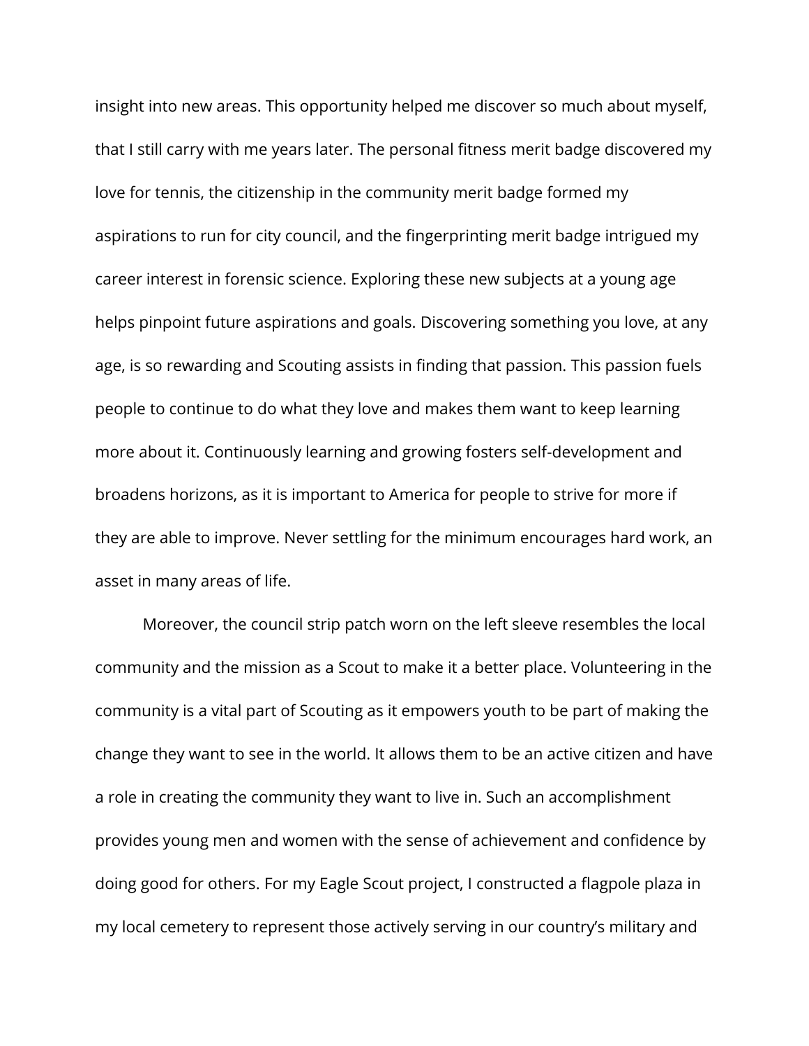insight into new areas. This opportunity helped me discover so much about myself, that I still carry with me years later. The personal fitness merit badge discovered my love for tennis, the citizenship in the community merit badge formed my aspirations to run for city council, and the fingerprinting merit badge intrigued my career interest in forensic science. Exploring these new subjects at a young age helps pinpoint future aspirations and goals. Discovering something you love, at any age, is so rewarding and Scouting assists in finding that passion. This passion fuels people to continue to do what they love and makes them want to keep learning more about it. Continuously learning and growing fosters self-development and broadens horizons, as it is important to America for people to strive for more if they are able to improve. Never settling for the minimum encourages hard work, an asset in many areas of life.

Moreover, the council strip patch worn on the left sleeve resembles the local community and the mission as a Scout to make it a better place. Volunteering in the community is a vital part of Scouting as it empowers youth to be part of making the change they want to see in the world. It allows them to be an active citizen and have a role in creating the community they want to live in. Such an accomplishment provides young men and women with the sense of achievement and confidence by doing good for others. For my Eagle Scout project, I constructed a flagpole plaza in my local cemetery to represent those actively serving in our country's military and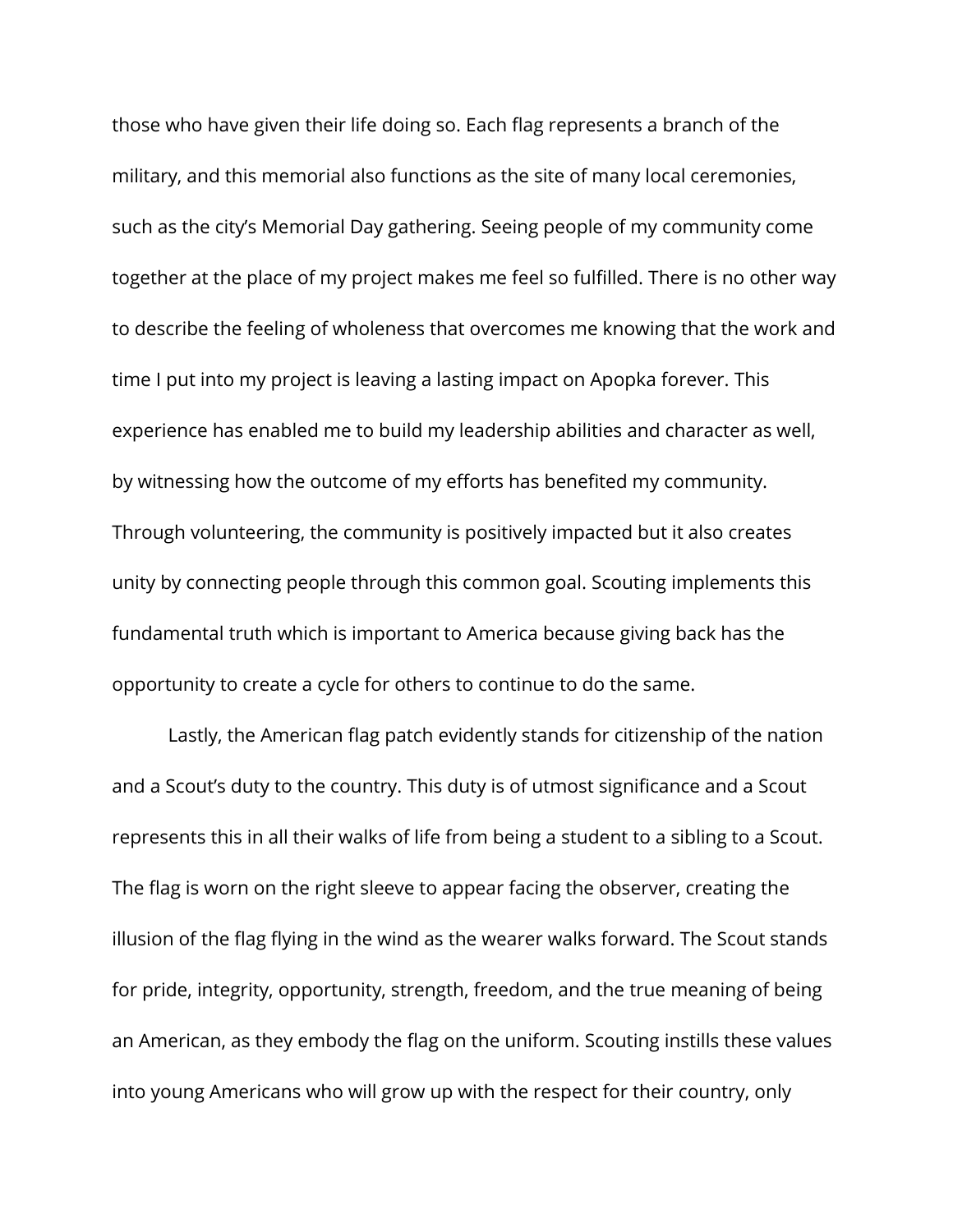those who have given their life doing so. Each flag represents a branch of the military, and this memorial also functions as the site of many local ceremonies, such as the city's Memorial Day gathering. Seeing people of my community come together at the place of my project makes me feel so fulfilled. There is no other way to describe the feeling of wholeness that overcomes me knowing that the work and time I put into my project is leaving a lasting impact on Apopka forever. This experience has enabled me to build my leadership abilities and character as well, by witnessing how the outcome of my efforts has benefited my community. Through volunteering, the community is positively impacted but it also creates unity by connecting people through this common goal. Scouting implements this fundamental truth which is important to America because giving back has the opportunity to create a cycle for others to continue to do the same.

Lastly, the American flag patch evidently stands for citizenship of the nation and a Scout's duty to the country. This duty is of utmost significance and a Scout represents this in all their walks of life from being a student to a sibling to a Scout. The flag is worn on the right sleeve to appear facing the observer, creating the illusion of the flag flying in the wind as the wearer walks forward. The Scout stands for pride, integrity, opportunity, strength, freedom, and the true meaning of being an American, as they embody the flag on the uniform. Scouting instills these values into young Americans who will grow up with the respect for their country, only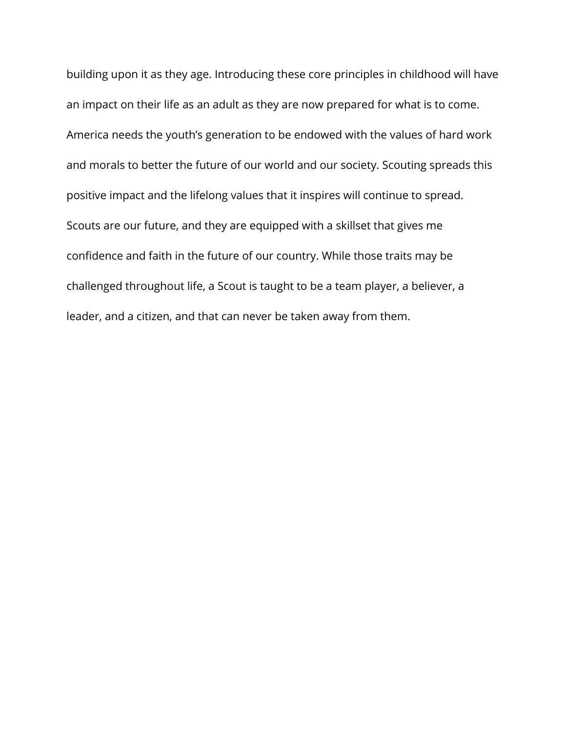building upon it as they age. Introducing these core principles in childhood will have an impact on their life as an adult as they are now prepared for what is to come. America needs the youth's generation to be endowed with the values of hard work and morals to better the future of our world and our society. Scouting spreads this positive impact and the lifelong values that it inspires will continue to spread. Scouts are our future, and they are equipped with a skillset that gives me confidence and faith in the future of our country. While those traits may be challenged throughout life, a Scout is taught to be a team player, a believer, a leader, and a citizen, and that can never be taken away from them.